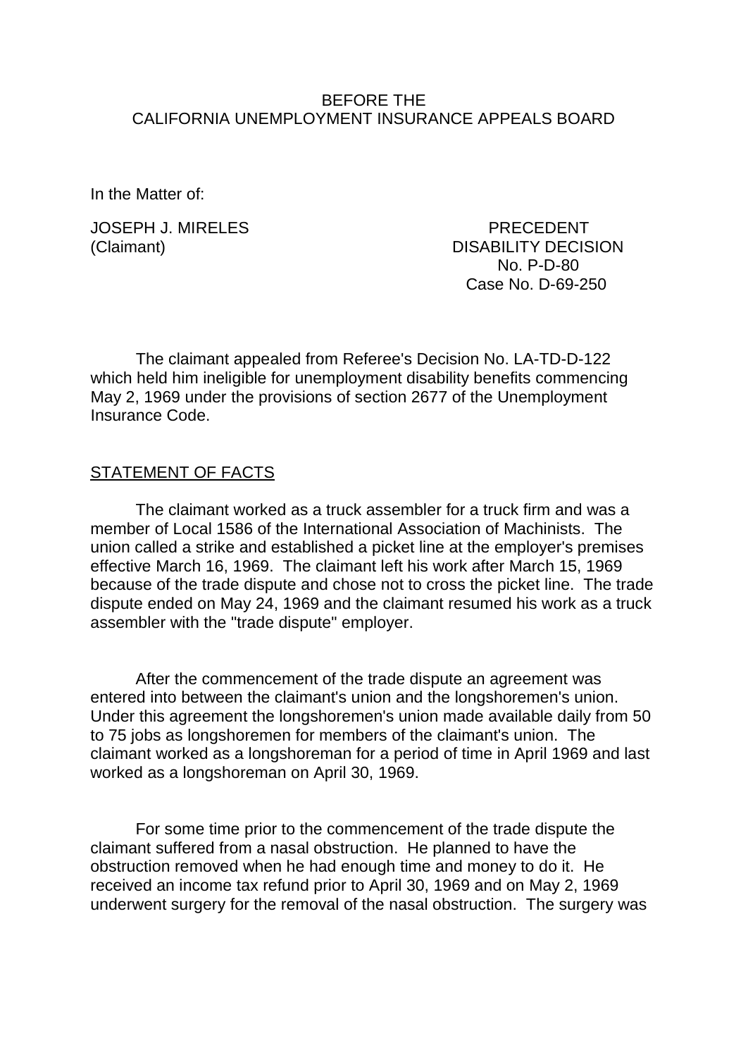BEFORE THE
CALIFORNIA UNEMPLOYMENT INSURANCE APPEALS BOARD

In the Matter of:

JOSEPH J. MIRELES
(Claimant)

PRECEDENT
DISABILITY DECISION
No. P-D-80
Case No. D-69-250

The claimant appealed from Referee's Decision No. LA-TD-D-122 which held him ineligible for unemployment disability benefits commencing May 2, 1969 under the provisions of section 2677 of the Unemployment Insurance Code.

STATEMENT OF FACTS

The claimant worked as a truck assembler for a truck firm and was a member of Local 1586 of the International Association of Machinists. The union called a strike and established a picket line at the employer's premises effective March 16, 1969. The claimant left his work after March 15, 1969 because of the trade dispute and chose not to cross the picket line. The trade dispute ended on May 24, 1969 and the claimant resumed his work as a truck assembler with the "trade dispute" employer.

After the commencement of the trade dispute an agreement was entered into between the claimant's union and the longshoremen's union. Under this agreement the longshoremen's union made available daily from 50 to 75 jobs as longshoremen for members of the claimant's union. The claimant worked as a longshoreman for a period of time in April 1969 and last worked as a longshoreman on April 30, 1969.

For some time prior to the commencement of the trade dispute the claimant suffered from a nasal obstruction. He planned to have the obstruction removed when he had enough time and money to do it. He received an income tax refund prior to April 30, 1969 and on May 2, 1969 underwent surgery for the removal of the nasal obstruction. The surgery was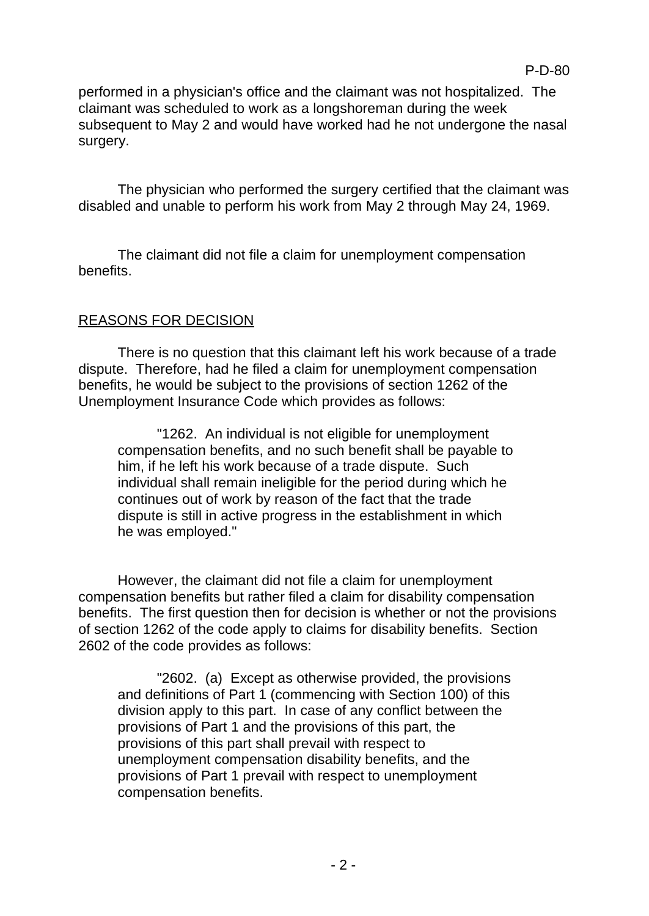performed in a physician's office and the claimant was not hospitalized. The claimant was scheduled to work as a longshoreman during the week subsequent to May 2 and would have worked had he not undergone the nasal surgery.

The physician who performed the surgery certified that the claimant was disabled and unable to perform his work from May 2 through May 24, 1969.

The claimant did not file a claim for unemployment compensation benefits.

## REASONS FOR DECISION

There is no question that this claimant left his work because of a trade dispute. Therefore, had he filed a claim for unemployment compensation benefits, he would be subject to the provisions of section 1262 of the Unemployment Insurance Code which provides as follows:

> "1262. An individual is not eligible for unemployment compensation benefits, and no such benefit shall be payable to him, if he left his work because of a trade dispute. Such individual shall remain ineligible for the period during which he continues out of work by reason of the fact that the trade dispute is still in active progress in the establishment in which he was employed."

However, the claimant did not file a claim for unemployment compensation benefits but rather filed a claim for disability compensation benefits. The first question then for decision is whether or not the provisions of section 1262 of the code apply to claims for disability benefits. Section 2602 of the code provides as follows:

> "2602. (a) Except as otherwise provided, the provisions and definitions of Part 1 (commencing with Section 100) of this division apply to this part. In case of any conflict between the provisions of Part 1 and the provisions of this part, the provisions of this part shall prevail with respect to unemployment compensation disability benefits, and the provisions of Part 1 prevail with respect to unemployment compensation benefits.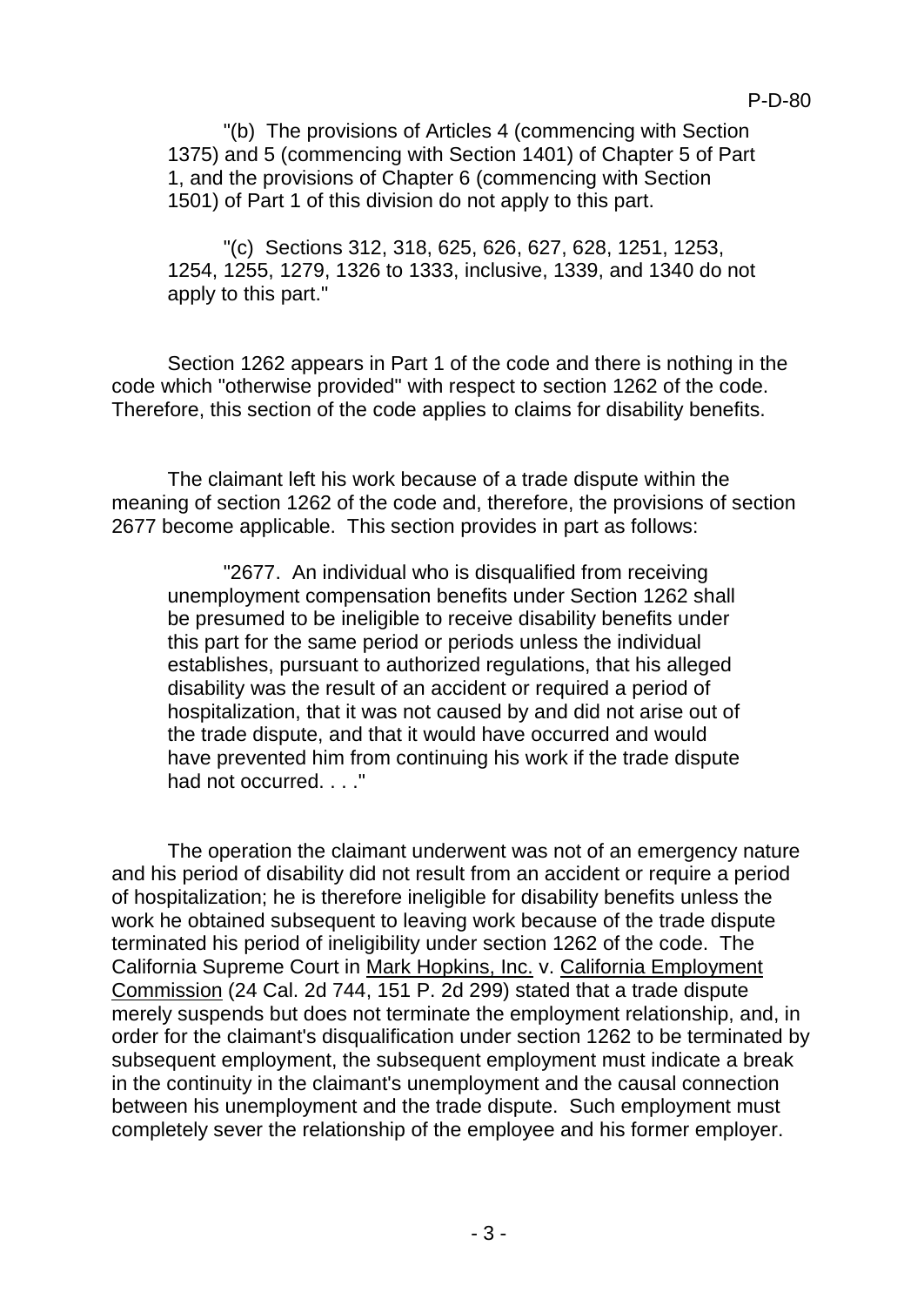> "(b) The provisions of Articles 4 (commencing with Section 1375) and 5 (commencing with Section 1401) of Chapter 5 of Part 1, and the provisions of Chapter 6 (commencing with Section 1501) of Part 1 of this division do not apply to this part.
>
> "(c) Sections 312, 318, 625, 626, 627, 628, 1251, 1253, 1254, 1255, 1279, 1326 to 1333, inclusive, 1339, and 1340 do not apply to this part."

Section 1262 appears in Part 1 of the code and there is nothing in the code which "otherwise provided" with respect to section 1262 of the code. Therefore, this section of the code applies to claims for disability benefits.

The claimant left his work because of a trade dispute within the meaning of section 1262 of the code and, therefore, the provisions of section 2677 become applicable. This section provides in part as follows:

> "2677. An individual who is disqualified from receiving unemployment compensation benefits under Section 1262 shall be presumed to be ineligible to receive disability benefits under this part for the same period or periods unless the individual establishes, pursuant to authorized regulations, that his alleged disability was the result of an accident or required a period of hospitalization, that it was not caused by and did not arise out of the trade dispute, and that it would have occurred and would have prevented him from continuing his work if the trade dispute had not occurred. . . ."

The operation the claimant underwent was not of an emergency nature and his period of disability did not result from an accident or require a period of hospitalization; he is therefore ineligible for disability benefits unless the work he obtained subsequent to leaving work because of the trade dispute terminated his period of ineligibility under section 1262 of the code. The California Supreme Court in Mark Hopkins, Inc. v. California Employment Commission (24 Cal. 2d 744, 151 P. 2d 299) stated that a trade dispute merely suspends but does not terminate the employment relationship, and, in order for the claimant's disqualification under section 1262 to be terminated by subsequent employment, the subsequent employment must indicate a break in the continuity in the claimant's unemployment and the causal connection between his unemployment and the trade dispute. Such employment must completely sever the relationship of the employee and his former employer.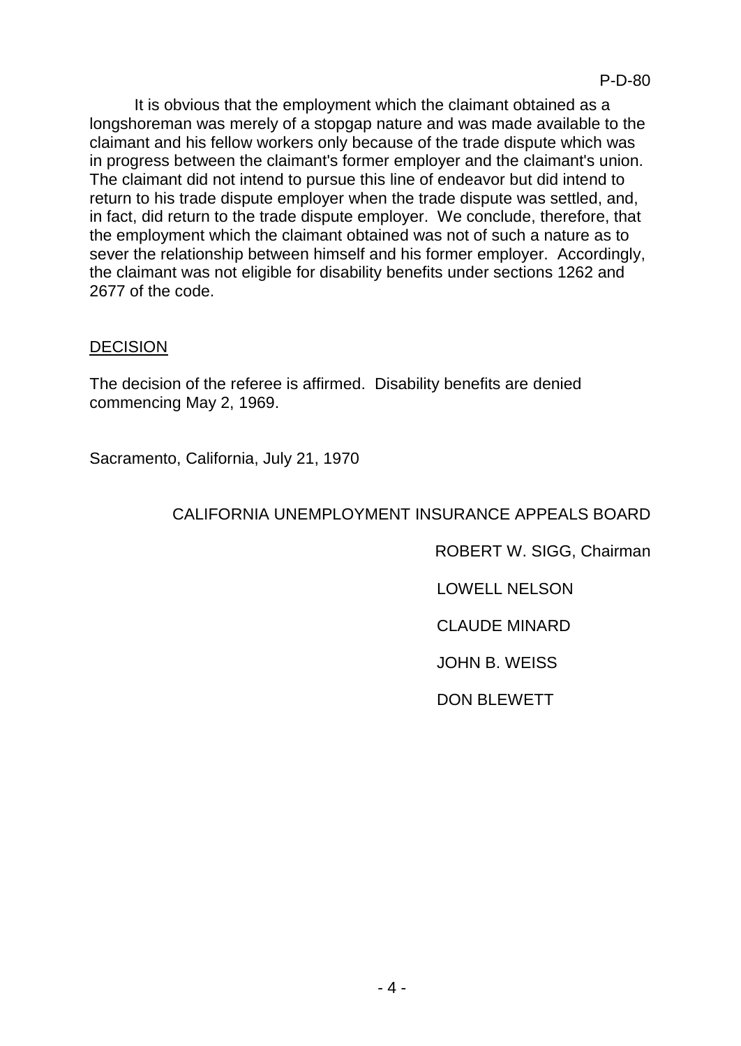It is obvious that the employment which the claimant obtained as a longshoreman was merely of a stopgap nature and was made available to the claimant and his fellow workers only because of the trade dispute which was in progress between the claimant's former employer and the claimant's union. The claimant did not intend to pursue this line of endeavor but did intend to return to his trade dispute employer when the trade dispute was settled, and, in fact, did return to the trade dispute employer. We conclude, therefore, that the employment which the claimant obtained was not of such a nature as to sever the relationship between himself and his former employer. Accordingly, the claimant was not eligible for disability benefits under sections 1262 and 2677 of the code.

DECISION

The decision of the referee is affirmed. Disability benefits are denied commencing May 2, 1969.

Sacramento, California, July 21, 1970

CALIFORNIA UNEMPLOYMENT INSURANCE APPEALS BOARD

ROBERT W. SIGG, Chairman

LOWELL NELSON

CLAUDE MINARD

JOHN B. WEISS

DON BLEWETT